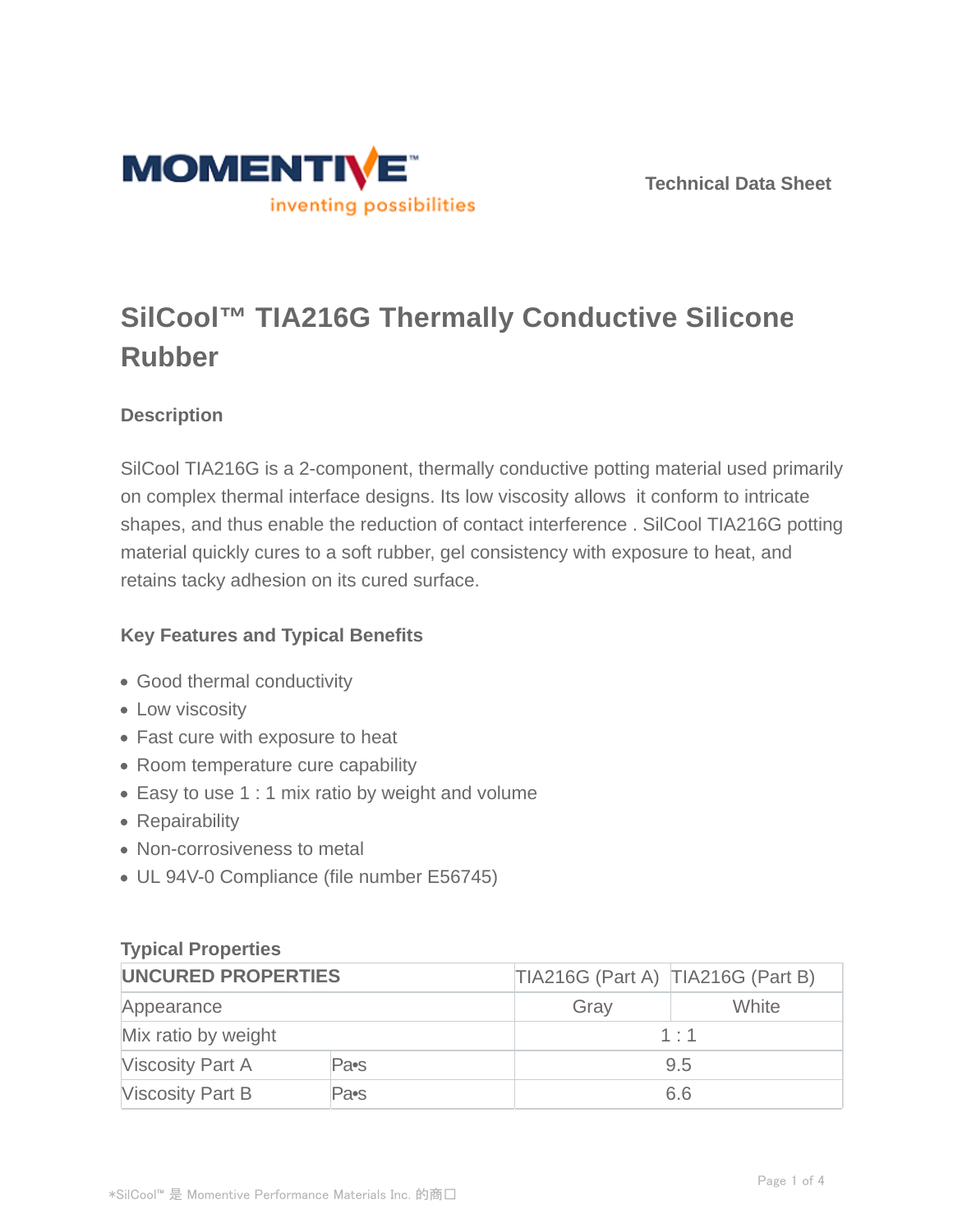MOMENTIVE™
inventing possibilities

Technical Data Sheet

# SilCool™ TIA216G Thermally Conductive Silicone Rubber

## Description

SilCool TIA216G is a 2-component, thermally conductive potting material used primarily on complex thermal interface designs. Its low viscosity allows it conform to intricate shapes, and thus enable the reduction of contact interference . SilCool TIA216G potting material quickly cures to a soft rubber, gel consistency with exposure to heat, and retains tacky adhesion on its cured surface.

## Key Features and Typical Benefits

- Good thermal conductivity
- Low viscosity
- Fast cure with exposure to heat
- Room temperature cure capability
- Easy to use 1 : 1 mix ratio by weight and volume
- Repairability
- Non-corrosiveness to metal
- UL 94V-0 Compliance (file number E56745)

## Typical Properties

| UNCURED PROPERTIES | | TIA216G (Part A) | TIA216G (Part B) |
|---|---|---|---|
| Appearance | | Gray | White |
| Mix ratio by weight | | 1 : 1 | |
| Viscosity Part A | Pa•s | 9.5 | |
| Viscosity Part B | Pa•s | 6.6 | |

*SilCool™ 是 Momentive Performance Materials Inc. 的商口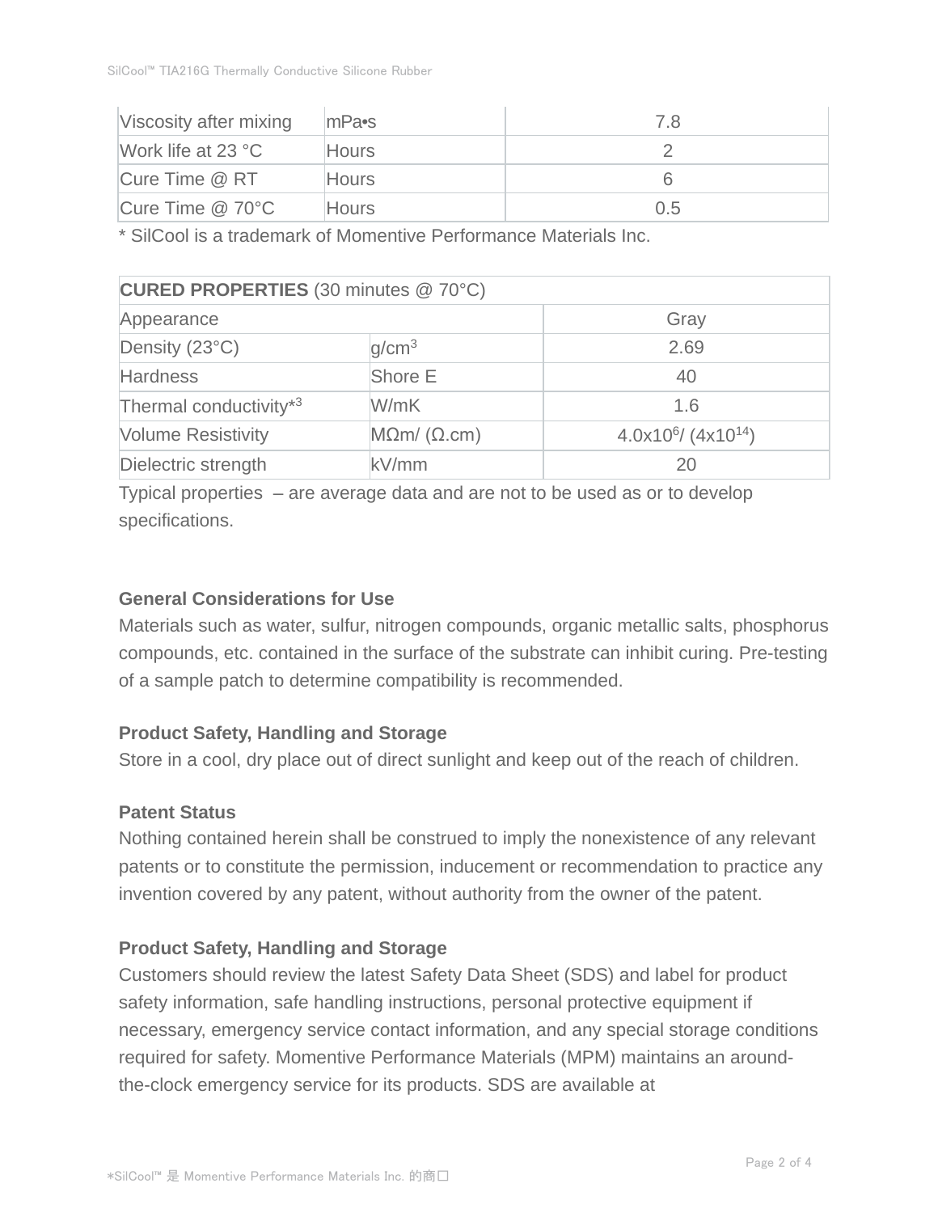| Viscosity after mixing | mPa•s | 7.8 |
|---|---|---|
| Work life at 23 °C | Hours | 2 |
| Cure Time @ RT | Hours | 6 |
| Cure Time @ 70°C | Hours | 0.5 |

* SilCool is a trademark of Momentive Performance Materials Inc.

| **CURED PROPERTIES** (30 minutes @ 70°C) | | |
|---|---|---|
| Appearance | | Gray |
| Density (23°C) | $g/cm^3$ | 2.69 |
| Hardness | Shore E | 40 |
| Thermal conductivity*[3] | W/mK | 1.6 |
| Volume Resistivity | MΩm/ (Ω.cm) | $4.0 \times 10^6$/ ($4 \times 10^{14}$) |
| Dielectric strength | kV/mm | 20 |

Typical properties – are average data and are not to be used as or to develop specifications.

**General Considerations for Use**

Materials such as water, sulfur, nitrogen compounds, organic metallic salts, phosphorus compounds, etc. contained in the surface of the substrate can inhibit curing. Pre-testing of a sample patch to determine compatibility is recommended.

**Product Safety, Handling and Storage**

Store in a cool, dry place out of direct sunlight and keep out of the reach of children.

**Patent Status**

Nothing contained herein shall be construed to imply the nonexistence of any relevant patents or to constitute the permission, inducement or recommendation to practice any invention covered by any patent, without authority from the owner of the patent.

**Product Safety, Handling and Storage**

Customers should review the latest Safety Data Sheet (SDS) and label for product safety information, safe handling instructions, personal protective equipment if necessary, emergency service contact information, and any special storage conditions required for safety. Momentive Performance Materials (MPM) maintains an around-the-clock emergency service for its products. SDS are available at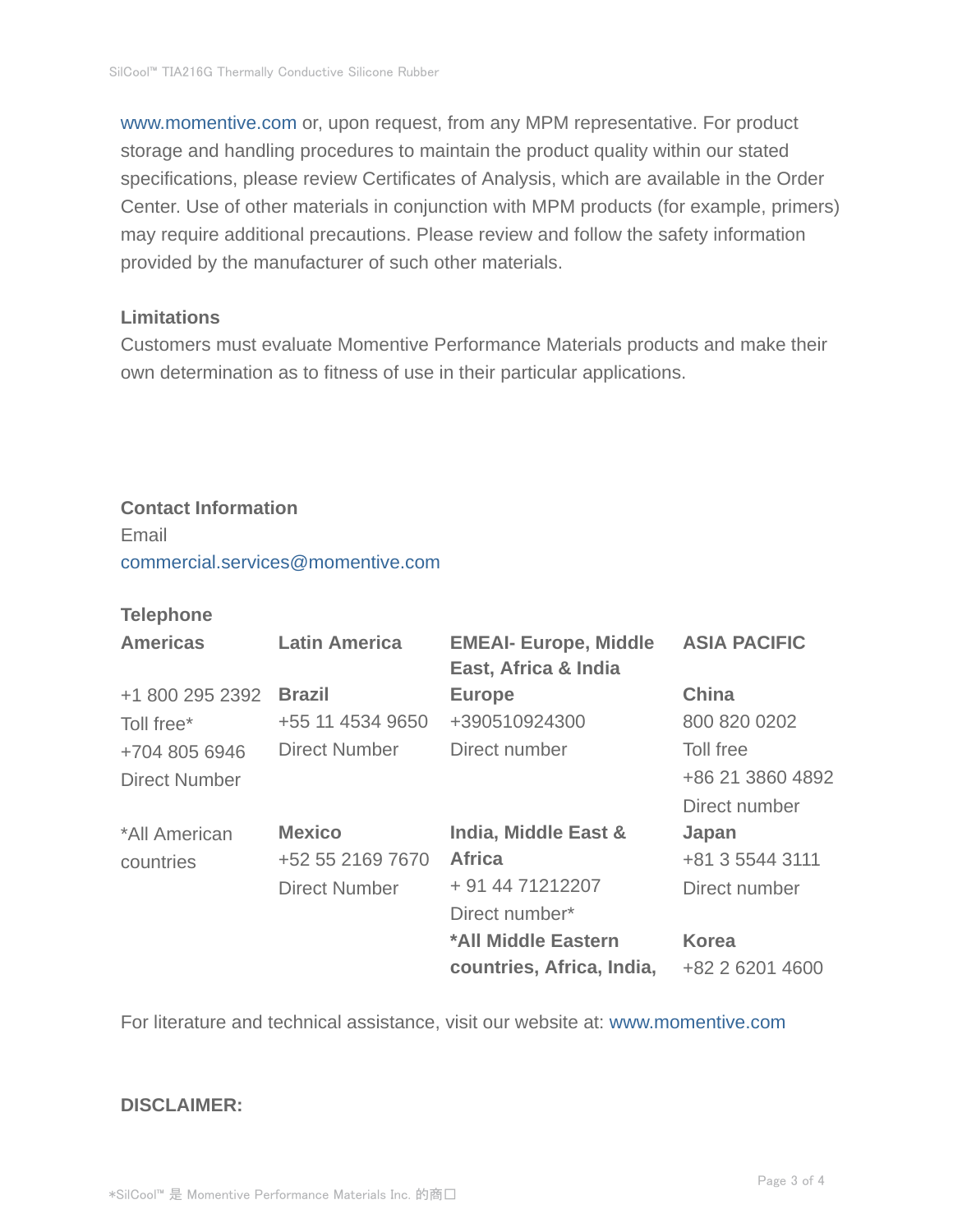www.momentive.com or, upon request, from any MPM representative. For product storage and handling procedures to maintain the product quality within our stated specifications, please review Certificates of Analysis, which are available in the Order Center. Use of other materials in conjunction with MPM products (for example, primers) may require additional precautions. Please review and follow the safety information provided by the manufacturer of such other materials.

### Limitations

Customers must evaluate Momentive Performance Materials products and make their own determination as to fitness of use in their particular applications.

### Contact Information

Email
commercial.services@momentive.com

**Telephone**

| **Americas** | **Latin America** | **EMEAI- Europe, Middle East, Africa & India** | **ASIA PACIFIC** |
|---|---|---|---|
| +1 800 295 2392<br>Toll free*<br>+704 805 6946<br>Direct Number | **Brazil**<br>+55 11 4534 9650<br>Direct Number | **Europe**<br>+390510924300<br>Direct number | **China**<br>800 820 0202<br>Toll free<br>+86 21 3860 4892<br>Direct number |
| *All American countries | **Mexico**<br>+52 55 2169 7670<br>Direct Number | **India, Middle East & Africa**<br>+ 91 44 71212207<br>Direct number* | **Japan**<br>+81 3 5544 3111<br>Direct number |
| | | **\*All Middle Eastern countries, Africa, India,** | **Korea**<br>+82 2 6201 4600 |

For literature and technical assistance, visit our website at: www.momentive.com

**DISCLAIMER:**

*SilCool™ 是 Momentive Performance Materials Inc. 的商口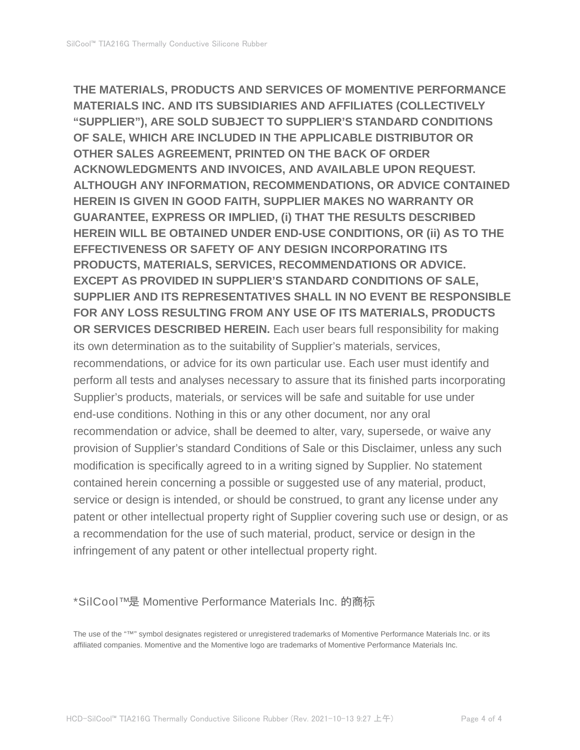**THE MATERIALS, PRODUCTS AND SERVICES OF MOMENTIVE PERFORMANCE MATERIALS INC. AND ITS SUBSIDIARIES AND AFFILIATES (COLLECTIVELY "SUPPLIER"), ARE SOLD SUBJECT TO SUPPLIER'S STANDARD CONDITIONS OF SALE, WHICH ARE INCLUDED IN THE APPLICABLE DISTRIBUTOR OR OTHER SALES AGREEMENT, PRINTED ON THE BACK OF ORDER ACKNOWLEDGMENTS AND INVOICES, AND AVAILABLE UPON REQUEST. ALTHOUGH ANY INFORMATION, RECOMMENDATIONS, OR ADVICE CONTAINED HEREIN IS GIVEN IN GOOD FAITH, SUPPLIER MAKES NO WARRANTY OR GUARANTEE, EXPRESS OR IMPLIED, (i) THAT THE RESULTS DESCRIBED HEREIN WILL BE OBTAINED UNDER END-USE CONDITIONS, OR (ii) AS TO THE EFFECTIVENESS OR SAFETY OF ANY DESIGN INCORPORATING ITS PRODUCTS, MATERIALS, SERVICES, RECOMMENDATIONS OR ADVICE. EXCEPT AS PROVIDED IN SUPPLIER'S STANDARD CONDITIONS OF SALE, SUPPLIER AND ITS REPRESENTATIVES SHALL IN NO EVENT BE RESPONSIBLE FOR ANY LOSS RESULTING FROM ANY USE OF ITS MATERIALS, PRODUCTS OR SERVICES DESCRIBED HEREIN.** Each user bears full responsibility for making its own determination as to the suitability of Supplier's materials, services, recommendations, or advice for its own particular use. Each user must identify and perform all tests and analyses necessary to assure that its finished parts incorporating Supplier's products, materials, or services will be safe and suitable for use under end-use conditions. Nothing in this or any other document, nor any oral recommendation or advice, shall be deemed to alter, vary, supersede, or waive any provision of Supplier's standard Conditions of Sale or this Disclaimer, unless any such modification is specifically agreed to in a writing signed by Supplier. No statement contained herein concerning a possible or suggested use of any material, product, service or design is intended, or should be construed, to grant any license under any patent or other intellectual property right of Supplier covering such use or design, or as a recommendation for the use of such material, product, service or design in the infringement of any patent or other intellectual property right.

*SilCool™是 Momentive Performance Materials Inc. 的商标

The use of the "™" symbol designates registered or unregistered trademarks of Momentive Performance Materials Inc. or its affiliated companies. Momentive and the Momentive logo are trademarks of Momentive Performance Materials Inc.